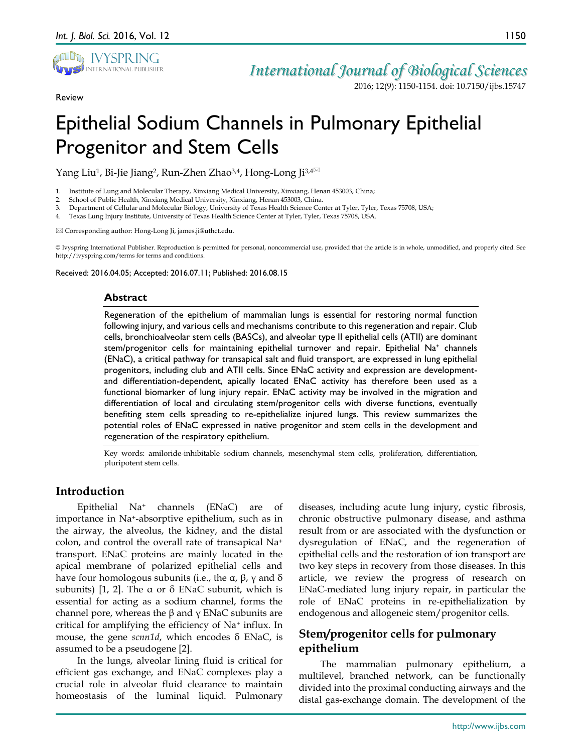Review

# Epithelial Sodium Channels in Pulmonary Epithelial Progenitor and Stem Cells

Yang Liu[1], Bi-Jie Jiang[2], Run-Zhen Zhao[3,4], Hong-Long Ji[3,4]✉

1. Institute of Lung and Molecular Therapy, Xinxiang Medical University, Xinxiang, Henan 453003, China;
2. School of Public Health, Xinxiang Medical University, Xinxiang, Henan 453003, China.
3. Department of Cellular and Molecular Biology, University of Texas Health Science Center at Tyler, Tyler, Texas 75708, USA;
4. Texas Lung Injury Institute, University of Texas Health Science Center at Tyler, Tyler, Texas 75708, USA.

✉ Corresponding author: Hong-Long Ji, james.ji@uthct.edu.

© Ivyspring International Publisher. Reproduction is permitted for personal, noncommercial use, provided that the article is in whole, unmodified, and properly cited. See http://ivyspring.com/terms for terms and conditions.

Received: 2016.04.05; Accepted: 2016.07.11; Published: 2016.08.15

## Abstract

Regeneration of the epithelium of mammalian lungs is essential for restoring normal function following injury, and various cells and mechanisms contribute to this regeneration and repair. Club cells, bronchioalveolar stem cells (BASCs), and alveolar type II epithelial cells (ATII) are dominant stem/progenitor cells for maintaining epithelial turnover and repair. Epithelial $Na^+$ channels (ENaC), a critical pathway for transapical salt and fluid transport, are expressed in lung epithelial progenitors, including club and ATII cells. Since ENaC activity and expression are development- and differentiation-dependent, apically located ENaC activity has therefore been used as a functional biomarker of lung injury repair. ENaC activity may be involved in the migration and differentiation of local and circulating stem/progenitor cells with diverse functions, eventually benefiting stem cells spreading to re-epithelialize injured lungs. This review summarizes the potential roles of ENaC expressed in native progenitor and stem cells in the development and regeneration of the respiratory epithelium.

Key words: amiloride-inhibitable sodium channels, mesenchymal stem cells, proliferation, differentiation, pluripotent stem cells.

## Introduction

Epithelial $Na^+$ channels (ENaC) are of importance in $Na^+$-absorptive epithelium, such as in the airway, the alveolus, the kidney, and the distal colon, and control the overall rate of transapical $Na^+$ transport. ENaC proteins are mainly located in the apical membrane of polarized epithelial cells and have four homologous subunits (i.e., the α, β, γ and δ subunits) [1, 2]. The α or δ ENaC subunit, which is essential for acting as a sodium channel, forms the channel pore, whereas the β and γ ENaC subunits are critical for amplifying the efficiency of $Na^+$ influx. In mouse, the gene *scnn1d*, which encodes δ ENaC, is assumed to be a pseudogene [2].

In the lungs, alveolar lining fluid is critical for efficient gas exchange, and ENaC complexes play a crucial role in alveolar fluid clearance to maintain homeostasis of the luminal liquid. Pulmonary diseases, including acute lung injury, cystic fibrosis, chronic obstructive pulmonary disease, and asthma result from or are associated with the dysfunction or dysregulation of ENaC, and the regeneration of epithelial cells and the restoration of ion transport are two key steps in recovery from those diseases. In this article, we review the progress of research on ENaC-mediated lung injury repair, in particular the role of ENaC proteins in re-epithelialization by endogenous and allogeneic stem/progenitor cells.

## Stem/progenitor cells for pulmonary epithelium

The mammalian pulmonary epithelium, a multilevel, branched network, can be functionally divided into the proximal conducting airways and the distal gas-exchange domain. The development of the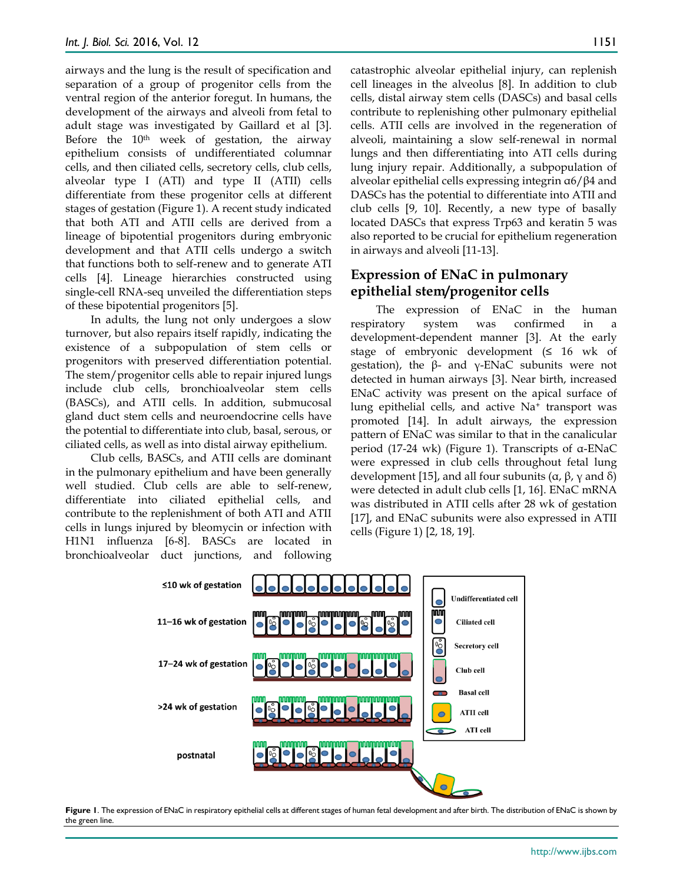airways and the lung is the result of specification and separation of a group of progenitor cells from the ventral region of the anterior foregut. In humans, the development of the airways and alveoli from fetal to adult stage was investigated by Gaillard et al [3]. Before the 10th week of gestation, the airway epithelium consists of undifferentiated columnar cells, and then ciliated cells, secretory cells, club cells, alveolar type I (ATI) and type II (ATII) cells differentiate from these progenitor cells at different stages of gestation (Figure 1). A recent study indicated that both ATI and ATII cells are derived from a lineage of bipotential progenitors during embryonic development and that ATII cells undergo a switch that functions both to self-renew and to generate ATI cells [4]. Lineage hierarchies constructed using single-cell RNA-seq unveiled the differentiation steps of these bipotential progenitors [5].

In adults, the lung not only undergoes a slow turnover, but also repairs itself rapidly, indicating the existence of a subpopulation of stem cells or progenitors with preserved differentiation potential. The stem/progenitor cells able to repair injured lungs include club cells, bronchioalveolar stem cells (BASCs), and ATII cells. In addition, submucosal gland duct stem cells and neuroendocrine cells have the potential to differentiate into club, basal, serous, or ciliated cells, as well as into distal airway epithelium.

Club cells, BASCs, and ATII cells are dominant in the pulmonary epithelium and have been generally well studied. Club cells are able to self-renew, differentiate into ciliated epithelial cells, and contribute to the replenishment of both ATI and ATII cells in lungs injured by bleomycin or infection with H1N1 influenza [6-8]. BASCs are located in bronchioalveolar duct junctions, and following catastrophic alveolar epithelial injury, can replenish cell lineages in the alveolus [8]. In addition to club cells, distal airway stem cells (DASCs) and basal cells contribute to replenishing other pulmonary epithelial cells. ATII cells are involved in the regeneration of alveoli, maintaining a slow self-renewal in normal lungs and then differentiating into ATI cells during lung injury repair. Additionally, a subpopulation of alveolar epithelial cells expressing integrin $\alpha6/\beta4$ and DASCs has the potential to differentiate into ATII and club cells [9, 10]. Recently, a new type of basally located DASCs that express Trp63 and keratin 5 was also reported to be crucial for epithelium regeneration in airways and alveoli [11-13].

## Expression of ENaC in pulmonary epithelial stem/progenitor cells

The expression of ENaC in the human respiratory system was confirmed in a development-dependent manner [3]. At the early stage of embryonic development (≤ 16 wk of gestation), the β- and γ-ENaC subunits were not detected in human airways [3]. Near birth, increased ENaC activity was present on the apical surface of lung epithelial cells, and active $Na^+$ transport was promoted [14]. In adult airways, the expression pattern of ENaC was similar to that in the canalicular period (17-24 wk) (Figure 1). Transcripts of α-ENaC were expressed in club cells throughout fetal lung development [15], and all four subunits (α, β, γ and δ) were detected in adult club cells [1, 16]. ENaC mRNA was distributed in ATII cells after 28 wk of gestation [17], and ENaC subunits were also expressed in ATII cells (Figure 1) [2, 18, 19].

**Figure 1**. The expression of ENaC in respiratory epithelial cells at different stages of human fetal development and after birth. The distribution of ENaC is shown by the green line.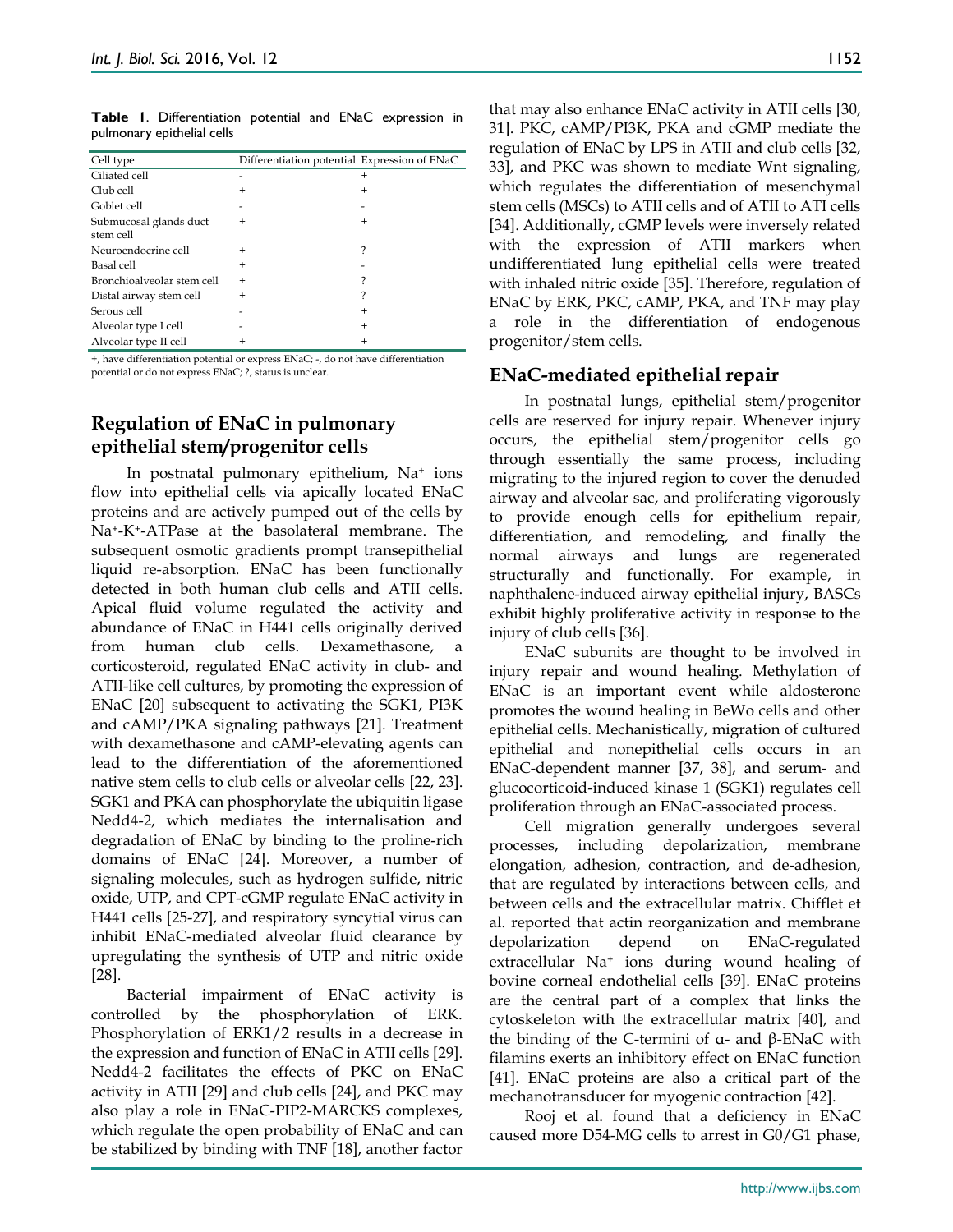**Table 1**. Differentiation potential and ENaC expression in pulmonary epithelial cells

| Cell type | Differentiation potential | Expression of ENaC |
|---|---|---|
| Ciliated cell | - | + |
| Club cell | + | + |
| Goblet cell | - | - |
| Submucosal glands duct stem cell | + | + |
| Neuroendocrine cell | + | ? |
| Basal cell | + | - |
| Bronchioalveolar stem cell | + | ? |
| Distal airway stem cell | + | ? |
| Serous cell | - | + |
| Alveolar type I cell | - | + |
| Alveolar type II cell | + | + |

+, have differentiation potential or express ENaC; -, do not have differentiation potential or do not express ENaC; ?, status is unclear.

## Regulation of ENaC in pulmonary epithelial stem/progenitor cells

In postnatal pulmonary epithelium, $Na^+$ ions flow into epithelial cells via apically located ENaC proteins and are actively pumped out of the cells by $Na^+$-$K^+$-ATPase at the basolateral membrane. The subsequent osmotic gradients prompt transepithelial liquid re-absorption. ENaC has been functionally detected in both human club cells and ATII cells. Apical fluid volume regulated the activity and abundance of ENaC in H441 cells originally derived from human club cells. Dexamethasone, a corticosteroid, regulated ENaC activity in club- and ATII-like cell cultures, by promoting the expression of ENaC [20] subsequent to activating the SGK1, PI3K and cAMP/PKA signaling pathways [21]. Treatment with dexamethasone and cAMP-elevating agents can lead to the differentiation of the aforementioned native stem cells to club cells or alveolar cells [22, 23]. SGK1 and PKA can phosphorylate the ubiquitin ligase Nedd4-2, which mediates the internalisation and degradation of ENaC by binding to the proline-rich domains of ENaC [24]. Moreover, a number of signaling molecules, such as hydrogen sulfide, nitric oxide, UTP, and CPT-cGMP regulate ENaC activity in H441 cells [25-27], and respiratory syncytial virus can inhibit ENaC-mediated alveolar fluid clearance by upregulating the synthesis of UTP and nitric oxide [28].

Bacterial impairment of ENaC activity is controlled by the phosphorylation of ERK. Phosphorylation of ERK1/2 results in a decrease in the expression and function of ENaC in ATII cells [29]. Nedd4-2 facilitates the effects of PKC on ENaC activity in ATII [29] and club cells [24], and PKC may also play a role in ENaC-PIP2-MARCKS complexes, which regulate the open probability of ENaC and can be stabilized by binding with TNF [18], another factor that may also enhance ENaC activity in ATII cells [30, 31]. PKC, cAMP/PI3K, PKA and cGMP mediate the regulation of ENaC by LPS in ATII and club cells [32, 33], and PKC was shown to mediate Wnt signaling, which regulates the differentiation of mesenchymal stem cells (MSCs) to ATII cells and of ATII to ATI cells [34]. Additionally, cGMP levels were inversely related with the expression of ATII markers when undifferentiated lung epithelial cells were treated with inhaled nitric oxide [35]. Therefore, regulation of ENaC by ERK, PKC, cAMP, PKA, and TNF may play a role in the differentiation of endogenous progenitor/stem cells.

## ENaC-mediated epithelial repair

In postnatal lungs, epithelial stem/progenitor cells are reserved for injury repair. Whenever injury occurs, the epithelial stem/progenitor cells go through essentially the same process, including migrating to the injured region to cover the denuded airway and alveolar sac, and proliferating vigorously to provide enough cells for epithelium repair, differentiation, and remodeling, and finally the normal airways and lungs are regenerated structurally and functionally. For example, in naphthalene-induced airway epithelial injury, BASCs exhibit highly proliferative activity in response to the injury of club cells [36].

ENaC subunits are thought to be involved in injury repair and wound healing. Methylation of ENaC is an important event while aldosterone promotes the wound healing in BeWo cells and other epithelial cells. Mechanistically, migration of cultured epithelial and nonepithelial cells occurs in an ENaC-dependent manner [37, 38], and serum- and glucocorticoid-induced kinase 1 (SGK1) regulates cell proliferation through an ENaC-associated process.

Cell migration generally undergoes several processes, including depolarization, membrane elongation, adhesion, contraction, and de-adhesion, that are regulated by interactions between cells, and between cells and the extracellular matrix. Chifflet et al. reported that actin reorganization and membrane depolarization depend on ENaC-regulated extracellular $Na^+$ ions during wound healing of bovine corneal endothelial cells [39]. ENaC proteins are the central part of a complex that links the cytoskeleton with the extracellular matrix [40], and the binding of the C-termini of α- and β-ENaC with filamins exerts an inhibitory effect on ENaC function [41]. ENaC proteins are also a critical part of the mechanotransducer for myogenic contraction [42].

Rooj et al. found that a deficiency in ENaC caused more D54-MG cells to arrest in G0/G1 phase,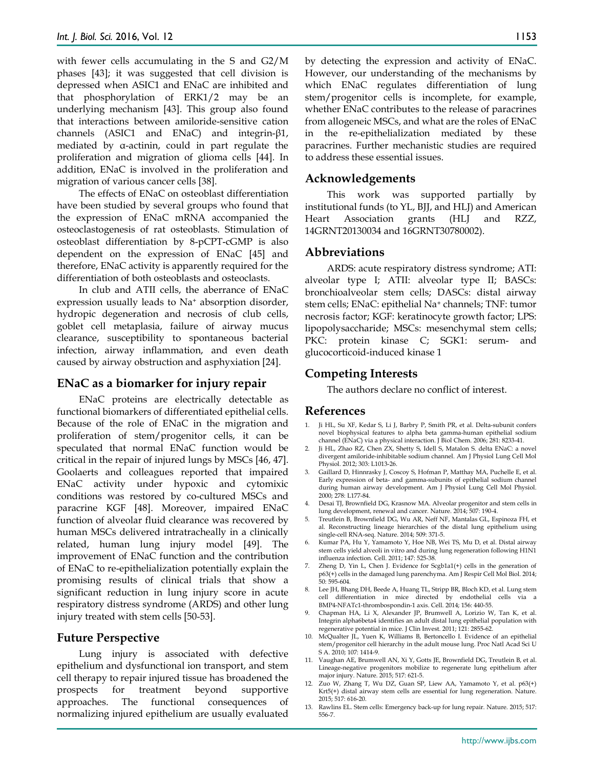with fewer cells accumulating in the S and G2/M phases [43]; it was suggested that cell division is depressed when ASIC1 and ENaC are inhibited and that phosphorylation of ERK1/2 may be an underlying mechanism [43]. This group also found that interactions between amiloride-sensitive cation channels (ASIC1 and ENaC) and integrin-β1, mediated by α-actinin, could in part regulate the proliferation and migration of glioma cells [44]. In addition, ENaC is involved in the proliferation and migration of various cancer cells [38].

The effects of ENaC on osteoblast differentiation have been studied by several groups who found that the expression of ENaC mRNA accompanied the osteoclastogenesis of rat osteoblasts. Stimulation of osteoblast differentiation by 8-pCPT-cGMP is also dependent on the expression of ENaC [45] and therefore, ENaC activity is apparently required for the differentiation of both osteoblasts and osteoclasts.

In club and ATII cells, the aberrance of ENaC expression usually leads to $Na^+$ absorption disorder, hydropic degeneration and necrosis of club cells, goblet cell metaplasia, failure of airway mucus clearance, susceptibility to spontaneous bacterial infection, airway inflammation, and even death caused by airway obstruction and asphyxiation [24].

## ENaC as a biomarker for injury repair

ENaC proteins are electrically detectable as functional biomarkers of differentiated epithelial cells. Because of the role of ENaC in the migration and proliferation of stem/progenitor cells, it can be speculated that normal ENaC function would be critical in the repair of injured lungs by MSCs [46, 47]. Goolaerts and colleagues reported that impaired ENaC activity under hypoxic and cytomixic conditions was restored by co-cultured MSCs and paracrine KGF [48]. Moreover, impaired ENaC function of alveolar fluid clearance was recovered by human MSCs delivered intratracheally in a clinically related, human lung injury model [49]. The improvement of ENaC function and the contribution of ENaC to re-epithelialization potentially explain the promising results of clinical trials that show a significant reduction in lung injury score in acute respiratory distress syndrome (ARDS) and other lung injury treated with stem cells [50-53].

## Future Perspective

Lung injury is associated with defective epithelium and dysfunctional ion transport, and stem cell therapy to repair injured tissue has broadened the prospects for treatment beyond supportive approaches. The functional consequences of normalizing injured epithelium are usually evaluated by detecting the expression and activity of ENaC. However, our understanding of the mechanisms by which ENaC regulates differentiation of lung stem/progenitor cells is incomplete, for example, whether ENaC contributes to the release of paracrines from allogeneic MSCs, and what are the roles of ENaC in the re-epithelialization mediated by these paracrines. Further mechanistic studies are required to address these essential issues.

## Acknowledgements

This work was supported partially by institutional funds (to YL, BJJ, and HLJ) and American Heart Association grants (HLJ and RZZ, 14GRNT20130034 and 16GRNT30780002).

## Abbreviations

ARDS: acute respiratory distress syndrome; ATI: alveolar type I; ATII: alveolar type II; BASCs: bronchioalveolar stem cells; DASCs: distal airway stem cells; ENaC: epithelial $Na^+$ channels; TNF: tumor necrosis factor; KGF: keratinocyte growth factor; LPS: lipopolysaccharide; MSCs: mesenchymal stem cells; PKC: protein kinase C; SGK1: serum- and glucocorticoid-induced kinase 1

## Competing Interests

The authors declare no conflict of interest.

## References

1. Ji HL, Su XF, Kedar S, Li J, Barbry P, Smith PR, et al. Delta-subunit confers novel biophysical features to alpha beta gamma-human epithelial sodium channel (ENaC) via a physical interaction. J Biol Chem. 2006; 281: 8233-41.
2. Ji HL, Zhao RZ, Chen ZX, Shetty S, Idell S, Matalon S. delta ENaC: a novel divergent amiloride-inhibitable sodium channel. Am J Physiol Lung Cell Mol Physiol. 2012; 303: L1013-26.
3. Gaillard D, Hinnrasky J, Coscoy S, Hofman P, Matthay MA, Puchelle E, et al. Early expression of beta- and gamma-subunits of epithelial sodium channel during human airway development. Am J Physiol Lung Cell Mol Physiol. 2000; 278: L177-84.
4. Desai TJ, Brownfield DG, Krasnow MA. Alveolar progenitor and stem cells in lung development, renewal and cancer. Nature. 2014; 507: 190-4.
5. Treutlein B, Brownfield DG, Wu AR, Neff NF, Mantalas GL, Espinoza FH, et al. Reconstructing lineage hierarchies of the distal lung epithelium using single-cell RNA-seq. Nature. 2014; 509: 371-5.
6. Kumar PA, Hu Y, Yamamoto Y, Hoe NB, Wei TS, Mu D, et al. Distal airway stem cells yield alveoli in vitro and during lung regeneration following H1N1 influenza infection. Cell. 2011; 147: 525-38.
7. Zheng D, Yin L, Chen J. Evidence for Scgb1a1(+) cells in the generation of p63(+) cells in the damaged lung parenchyma. Am J Respir Cell Mol Biol. 2014; 50: 595-604.
8. Lee JH, Bhang DH, Beede A, Huang TL, Stripp BR, Bloch KD, et al. Lung stem cell differentiation in mice directed by endothelial cells via a BMP4-NFATc1-thrombospondin-1 axis. Cell. 2014; 156: 440-55.
9. Chapman HA, Li X, Alexander JP, Brumwell A, Lorizio W, Tan K, et al. Integrin alpha6beta4 identifies an adult distal lung epithelial population with regenerative potential in mice. J Clin Invest. 2011; 121: 2855-62.
10. McQualter JL, Yuen K, Williams B, Bertoncello I. Evidence of an epithelial stem/progenitor cell hierarchy in the adult mouse lung. Proc Natl Acad Sci U S A. 2010; 107: 1414-9.
11. Vaughan AE, Brumwell AN, Xi Y, Gotts JE, Brownfield DG, Treutlein B, et al. Lineage-negative progenitors mobilize to regenerate lung epithelium after major injury. Nature. 2015; 517: 621-5.
12. Zuo W, Zhang T, Wu DZ, Guan SP, Liew AA, Yamamoto Y, et al. p63(+) Krt5(+) distal airway stem cells are essential for lung regeneration. Nature. 2015; 517: 616-20.
13. Rawlins EL. Stem cells: Emergency back-up for lung repair. Nature. 2015; 517: 556-7.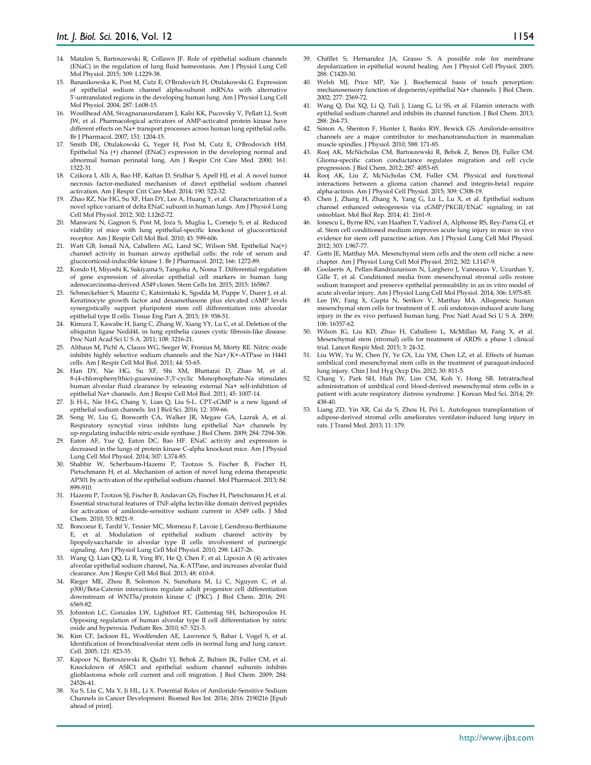14. Matalon S, Bartoszewski R, Collawn JF. Role of epithelial sodium channels (ENaC) in the regulation of lung fluid homeostasis. Am J Physiol Lung Cell Mol Physiol. 2015; 309: L1229-38.
15. Banasikowska K, Post M, Cutz E, O'Brodovich H, Otulakowski G. Expression of epithelial sodium channel alpha-subunit mRNAs with alternative 5'-untranslated regions in the developing human lung. Am J Physiol Lung Cell Mol Physiol. 2004; 287: L608-15.
16. Woollhead AM, Sivagnanasundaram J, Kalsi KK, Pucovsky V, Pellatt LJ, Scott JW, et al. Pharmacological activators of AMP-activated protein kinase have different effects on Na+ transport processes across human lung epithelial cells. Br J Pharmacol. 2007; 151: 1204-15.
17. Smith DE, Otulakowski G, Yeger H, Post M, Cutz E, O'Brodovich HM. Epithelial Na (+) channel (ENaC) expression in the developing normal and abnormal human perinatal lung. Am J Respir Crit Care Med. 2000; 161: 1322-31.
18. Czikora I, Alli A, Bao HF, Kaftan D, Sridhar S, Apell HJ, et al. A novel tumor necrosis factor-mediated mechanism of direct epithelial sodium channel activation. Am J Respir Crit Care Med. 2014; 190: 522-32.
19. Zhao RZ, Nie HG, Su XF, Han DY, Lee A, Huang Y, et al. Characterization of a novel splice variant of delta ENaC subunit in human lungs. Am J Physiol Lung Cell Mol Physiol. 2012; 302: L1262-72.
20. Manwani N, Gagnon S, Post M, Joza S, Muglia L, Cornejo S, et al. Reduced viability of mice with lung epithelial-specific knockout of glucocorticoid receptor. Am J Respir Cell Mol Biol. 2010; 43: 599-606.
21. Watt GB, Ismail NA, Caballero AG, Land SC, Wilson SM. Epithelial Na(+) channel activity in human airway epithelial cells: the role of serum and glucocorticoid-inducible kinase 1. Br J Pharmacol. 2012; 166: 1272-89.
22. Kondo H, Miyoshi K, Sakiyama S, Tangoku A, Noma T. Differential regulation of gene expression of alveolar epithelial cell markers in human lung adenocarcinoma-derived A549 clones. Stem Cells Int. 2015; 2015: 165867.
23. Schmeckebier S, Mauritz C, Katsirntaki K, Sgodda M, Puppe V, Duerr J, et al. Keratinocyte growth factor and dexamethasone plus elevated cAMP levels synergistically support pluripotent stem cell differentiation into alveolar epithelial type II cells. Tissue Eng Part A. 2013; 19: 938-51.
24. Kimura T, Kawabe H, Jiang C, Zhang W, Xiang YY, Lu C, et al. Deletion of the ubiquitin ligase Nedd4L in lung epithelia causes cystic fibrosis-like disease. Proc Natl Acad Sci U S A. 2011; 108: 3216-21.
25. Althaus M, Pichl A, Clauss WG, Seeger W, Fronius M, Morty RE. Nitric oxide inhibits highly selective sodium channels and the Na+/K+-ATPase in H441 cells. Am J Respir Cell Mol Biol. 2011; 44: 53-65.
26. Han DY, Nie HG, Su XF, Shi XM, Bhattarai D, Zhao M, et al. 8-(4-chlorophenylthio)-guanosine-3',5'-cyclic Monophosphate-Na stimulates human alveolar fluid clearance by releasing external Na+ self-inhibition of epithelial Na+ channels. Am J Respir Cell Mol Biol. 2011; 45: 1007-14.
27. Ji H-L, Nie H-G, Chang Y, Lian Q, Liu S-L. CPT-cGMP is a new ligand of epithelial sodium channels. Int J Biol Sci. 2016; 12: 359-66.
28. Song W, Liu G, Bosworth CA, Walker JR, Megaw GA, Lazrak A, et al. Respiratory syncytial virus inhibits lung epithelial Na+ channels by up-regulating inducible nitric-oxide synthase. J Biol Chem. 2009; 284: 7294-306.
29. Eaton AF, Yue Q, Eaton DC, Bao HF. ENaC activity and expression is decreased in the lungs of protein kinase C-alpha knockout mice. Am J Physiol Lung Cell Mol Physiol. 2014; 307: L374-85.
30. Shabbir W, Scherbaum-Hazemi P, Tzotzos S, Fischer B, Fischer H, Pietschmann H, et al. Mechanism of action of novel lung edema therapeutic AP301 by activation of the epithelial sodium channel. Mol Pharmacol. 2013; 84: 899-910.
31. Hazemi P, Tzotzos SJ, Fischer B, Andavan GS, Fischer H, Pietschmann H, et al. Essential structural features of TNF-alpha lectin-like domain derived peptides for activation of amiloride-sensitive sodium current in A549 cells. J Med Chem. 2010; 53: 8021-9.
32. Boncoeur E, Tardif V, Tessier MC, Morneau F, Lavoie J, Gendreau-Berthiaume E, et al. Modulation of epithelial sodium channel activity by lipopolysaccharide in alveolar type II cells: involvement of purinergic signaling. Am J Physiol Lung Cell Mol Physiol. 2010; 298: L417-26.
33. Wang Q, Lian QQ, Li R, Ying BY, He Q, Chen F, et al. Lipoxin A (4) activates alveolar epithelial sodium channel, Na, K-ATPase, and increases alveolar fluid clearance. Am J Respir Cell Mol Biol. 2013; 48: 610-8.
34. Rieger ME, Zhou B, Solomon N, Sunohara M, Li C, Nguyen C, et al. p300/Beta-Catenin interactions regulate adult progenitor cell differentiation downstream of WNT5a/protein kinase C (PKC). J Biol Chem. 2016; 291: 6569-82.
35. Johnston LC, Gonzales LW, Lightfoot RT, Guttentag SH, Ischiropoulos H. Opposing regulation of human alveolar type II cell differentiation by nitric oxide and hyperoxia. Pediatr Res. 2010; 67: 521-5.
36. Kim CF, Jackson EL, Woolfenden AE, Lawrence S, Babar I, Vogel S, et al. Identification of bronchioalveolar stem cells in normal lung and lung cancer. Cell. 2005; 121: 823-35.
37. Kapoor N, Bartoszewski R, Qadri YJ, Bebok Z, Bubien JK, Fuller CM, et al. Knockdown of ASIC1 and epithelial sodium channel subunits inhibits glioblastoma whole cell current and cell migration. J Biol Chem. 2009; 284: 24526-41.
38. Xu S, Liu C, Ma Y, Ji HL, Li X. Potential Roles of Amiloride-Sensitive Sodium Channels in Cancer Development. Biomed Res Int. 2016; 2016: 2190216 [Epub ahead of print].
39. Chifflet S, Hernandez JA, Grasso S. A possible role for membrane depolarization in epithelial wound healing. Am J Physiol Cell Physiol. 2005; 288: C1420-30.
40. Welsh MJ, Price MP, Xie J. Biochemical basis of touch perception: mechanosensory function of degenerin/epithelial Na+ channels. J Biol Chem. 2002; 277: 2369-72.
41. Wang Q, Dai XQ, Li Q, Tuli J, Liang G, Li SS, et al. Filamin interacts with epithelial sodium channel and inhibits its channel function. J Biol Chem. 2013; 288: 264-73.
42. Simon A, Shenton F, Hunter I, Banks RW, Bewick GS. Amiloride-sensitive channels are a major contributor to mechanotransduction in mammalian muscle spindles. J Physiol. 2010; 588: 171-85.
43. Rooj AK, McNicholas CM, Bartoszewski R, Bebok Z, Benos DJ, Fuller CM. Glioma-specific cation conductance regulates migration and cell cycle progression. J Biol Chem. 2012; 287: 4053-65.
44. Rooj AK, Liu Z, McNicholas CM, Fuller CM. Physical and functional interactions between a glioma cation channel and integrin-beta1 require alpha-actinin. Am J Physiol Cell Physiol. 2015; 309: C308-19.
45. Chen J, Zhang H, Zhang X, Yang G, Lu L, Lu X, et al. Epithelial sodium channel enhanced osteogenesis via cGMP/PKGII/ENaC signaling in rat osteoblast. Mol Biol Rep. 2014; 41: 2161-9.
46. Ionescu L, Byrne RN, van Haaften T, Vadivel A, Alphonse RS, Rey-Parra GJ, et al. Stem cell conditioned medium improves acute lung injury in mice: in vivo evidence for stem cell paracrine action. Am J Physiol Lung Cell Mol Physiol. 2012; 303: L967-77.
47. Gotts JE, Matthay MA. Mesenchymal stem cells and the stem cell niche: a new chapter. Am J Physiol Lung Cell Mol Physiol. 2012; 302: L1147-9.
48. Goolaerts A, Pellan-Randrianarison N, Larghero J, Vanneaux V, Uzunhan Y, Gille T, et al. Conditioned media from mesenchymal stromal cells restore sodium transport and preserve epithelial permeability in an in vitro model of acute alveolar injury. Am J Physiol Lung Cell Mol Physiol. 2014; 306: L975-85.
49. Lee JW, Fang X, Gupta N, Serikov V, Matthay MA. Allogeneic human mesenchymal stem cells for treatment of E. coli endotoxin-induced acute lung injury in the ex vivo perfused human lung. Proc Natl Acad Sci U S A. 2009; 106: 16357-62.
50. Wilson JG, Liu KD, Zhuo H, Caballero L, McMillan M, Fang X, et al. Mesenchymal stem (stromal) cells for treatment of ARDS: a phase 1 clinical trial. Lancet Respir Med. 2015; 3: 24-32.
51. Liu WW, Yu W, Chen JY, Ye GX, Liu YM, Chen LZ, et al. Effects of human umbilical cord mesenchymal stem cells in the treatment of paraquat-induced lung injury. Chin J Ind Hyg Occp Dis. 2012; 30: 811-5.
52. Chang Y, Park SH, Huh JW, Lim CM, Koh Y, Hong SB. Intratracheal administration of umbilical cord blood-derived mesenchymal stem cells in a patient with acute respiratory distress syndrome. J Korean Med Sci. 2014; 29: 438-40.
53. Liang ZD, Yin XR, Cai da S, Zhou H, Pei L. Autologous transplantation of adipose-derived stromal cells ameliorates ventilator-induced lung injury in rats. J Transl Med. 2013; 11: 179.